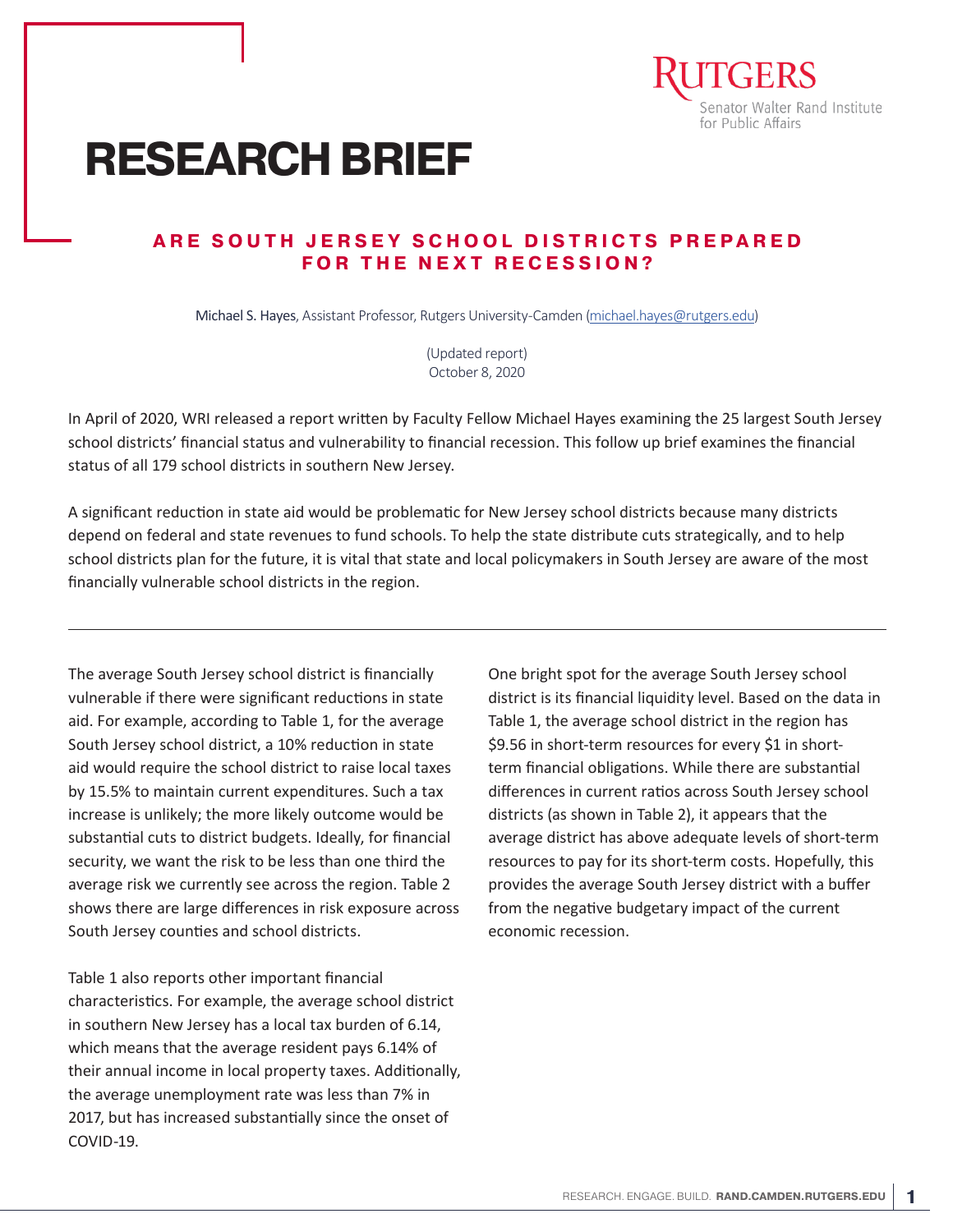Rutgers
Senator Walter Rand Institute for Public Affairs

# RESEARCH BRIEF

## ARE SOUTH JERSEY SCHOOL DISTRICTS PREPARED FOR THE NEXT RECESSION?

Michael S. Hayes, Assistant Professor, Rutgers University-Camden (michael.hayes@rutgers.edu)

(Updated report)
October 8, 2020

In April of 2020, WRI released a report written by Faculty Fellow Michael Hayes examining the 25 largest South Jersey school districts' financial status and vulnerability to financial recession. This follow up brief examines the financial status of all 179 school districts in southern New Jersey.

A significant reduction in state aid would be problematic for New Jersey school districts because many districts depend on federal and state revenues to fund schools. To help the state distribute cuts strategically, and to help school districts plan for the future, it is vital that state and local policymakers in South Jersey are aware of the most financially vulnerable school districts in the region.

---

The average South Jersey school district is financially vulnerable if there were significant reductions in state aid. For example, according to Table 1, for the average South Jersey school district, a 10% reduction in state aid would require the school district to raise local taxes by 15.5% to maintain current expenditures. Such a tax increase is unlikely; the more likely outcome would be substantial cuts to district budgets. Ideally, for financial security, we want the risk to be less than one third the average risk we currently see across the region. Table 2 shows there are large differences in risk exposure across South Jersey counties and school districts.

Table 1 also reports other important financial characteristics. For example, the average school district in southern New Jersey has a local tax burden of 6.14, which means that the average resident pays 6.14% of their annual income in local property taxes. Additionally, the average unemployment rate was less than 7% in 2017, but has increased substantially since the onset of COVID-19.

One bright spot for the average South Jersey school district is its financial liquidity level. Based on the data in Table 1, the average school district in the region has $9.56 in short-term resources for every $1 in short-term financial obligations. While there are substantial differences in current ratios across South Jersey school districts (as shown in Table 2), it appears that the average district has above adequate levels of short-term resources to pay for its short-term costs. Hopefully, this provides the average South Jersey district with a buffer from the negative budgetary impact of the current economic recession.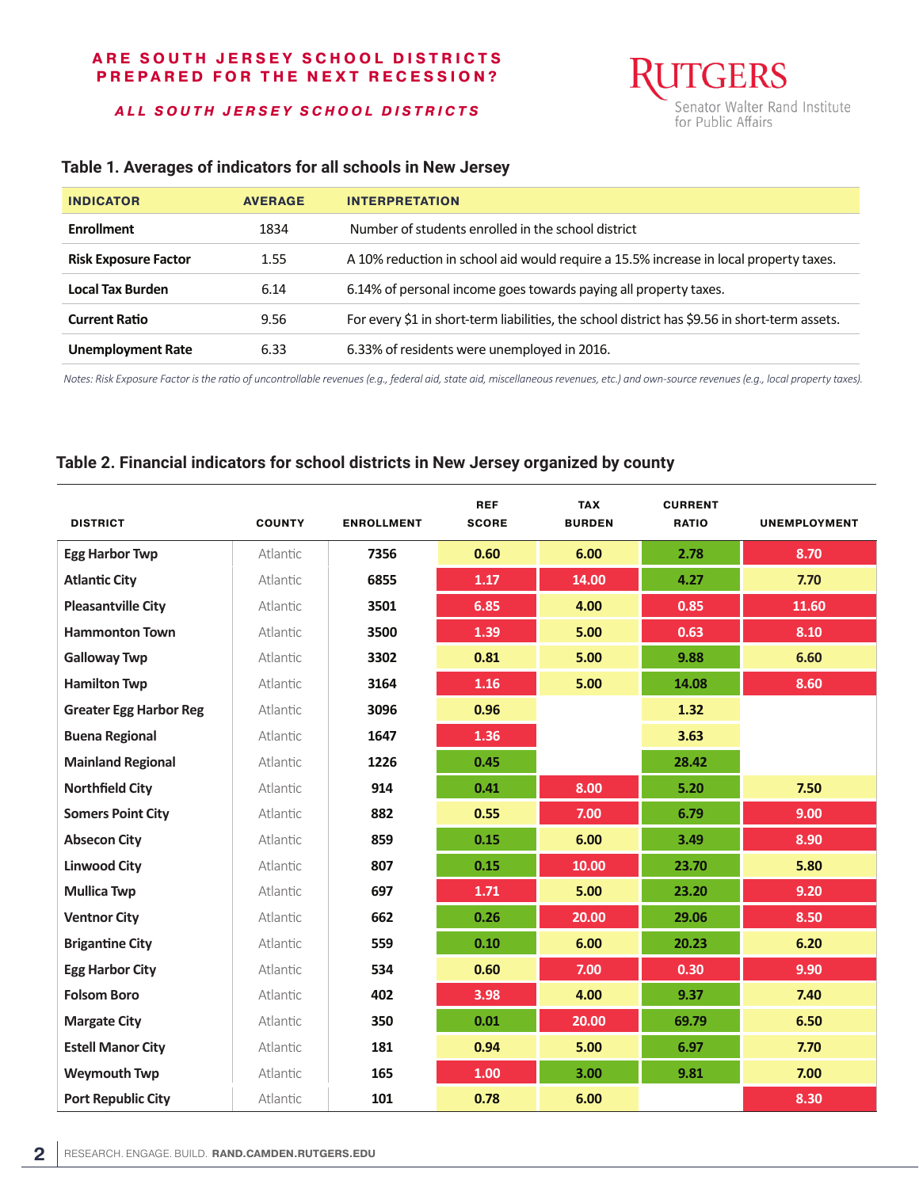**ARE SOUTH JERSEY SCHOOL DISTRICTS PREPARED FOR THE NEXT RECESSION?**

***ALL SOUTH JERSEY SCHOOL DISTRICTS***

### Table 1. Averages of indicators for all schools in New Jersey

| INDICATOR | AVERAGE | INTERPRETATION |
|---|---|---|
| **Enrollment** | 1834 | Number of students enrolled in the school district |
| **Risk Exposure Factor** | 1.55 | A 10% reduction in school aid would require a 15.5% increase in local property taxes. |
| **Local Tax Burden** | 6.14 | 6.14% of personal income goes towards paying all property taxes. |
| **Current Ratio** | 9.56 | For every $1 in short-term liabilities, the school district has $9.56 in short-term assets. |
| **Unemployment Rate** | 6.33 | 6.33% of residents were unemployed in 2016. |

*Notes: Risk Exposure Factor is the ratio of uncontrollable revenues (e.g., federal aid, state aid, miscellaneous revenues, etc.) and own-source revenues (e.g., local property taxes).*

### Table 2. Financial indicators for school districts in New Jersey organized by county

| DISTRICT | COUNTY | ENROLLMENT | REF SCORE | TAX BURDEN | CURRENT RATIO | UNEMPLOYMENT |
|---|---|---|---|---|---|---|
| **Egg Harbor Twp** | Atlantic | 7356 | 0.60 | 6.00 | 2.78 | 8.70 |
| **Atlantic City** | Atlantic | 6855 | 1.17 | 14.00 | 4.27 | 7.70 |
| **Pleasantville City** | Atlantic | 3501 | 6.85 | 4.00 | 0.85 | 11.60 |
| **Hammonton Town** | Atlantic | 3500 | 1.39 | 5.00 | 0.63 | 8.10 |
| **Galloway Twp** | Atlantic | 3302 | 0.81 | 5.00 | 9.88 | 6.60 |
| **Hamilton Twp** | Atlantic | 3164 | 1.16 | 5.00 | 14.08 | 8.60 |
| **Greater Egg Harbor Reg** | Atlantic | 3096 | 0.96 | | 1.32 | |
| **Buena Regional** | Atlantic | 1647 | 1.36 | | 3.63 | |
| **Mainland Regional** | Atlantic | 1226 | 0.45 | | 28.42 | |
| **Northfield City** | Atlantic | 914 | 0.41 | 8.00 | 5.20 | 7.50 |
| **Somers Point City** | Atlantic | 882 | 0.55 | 7.00 | 6.79 | 9.00 |
| **Absecon City** | Atlantic | 859 | 0.15 | 6.00 | 3.49 | 8.90 |
| **Linwood City** | Atlantic | 807 | 0.15 | 10.00 | 23.70 | 5.80 |
| **Mullica Twp** | Atlantic | 697 | 1.71 | 5.00 | 23.20 | 9.20 |
| **Ventnor City** | Atlantic | 662 | 0.26 | 20.00 | 29.06 | 8.50 |
| **Brigantine City** | Atlantic | 559 | 0.10 | 6.00 | 20.23 | 6.20 |
| **Egg Harbor City** | Atlantic | 534 | 0.60 | 7.00 | 0.30 | 9.90 |
| **Folsom Boro** | Atlantic | 402 | 3.98 | 4.00 | 9.37 | 7.40 |
| **Margate City** | Atlantic | 350 | 0.01 | 20.00 | 69.79 | 6.50 |
| **Estell Manor City** | Atlantic | 181 | 0.94 | 5.00 | 6.97 | 7.70 |
| **Weymouth Twp** | Atlantic | 165 | 1.00 | 3.00 | 9.81 | 7.00 |
| **Port Republic City** | Atlantic | 101 | 0.78 | 6.00 | | 8.30 |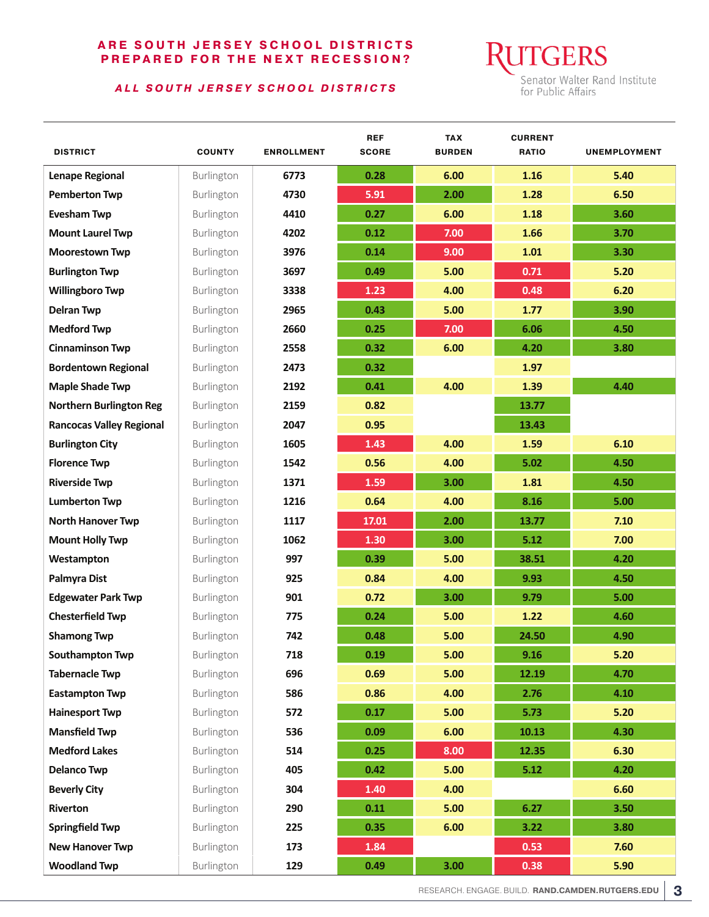## ARE SOUTH JERSEY SCHOOL DISTRICTS PREPARED FOR THE NEXT RECESSION?

### *ALL SOUTH JERSEY SCHOOL DISTRICTS*

RUTGERS
Senator Walter Rand Institute for Public Affairs

| DISTRICT | COUNTY | ENROLLMENT | REF SCORE | TAX BURDEN | CURRENT RATIO | UNEMPLOYMENT |
|---|---|---|---|---|---|---|
| Lenape Regional | Burlington | 6773 | 0.28 | 6.00 | 1.16 | 5.40 |
| Pemberton Twp | Burlington | 4730 | 5.91 | 2.00 | 1.28 | 6.50 |
| Evesham Twp | Burlington | 4410 | 0.27 | 6.00 | 1.18 | 3.60 |
| Mount Laurel Twp | Burlington | 4202 | 0.12 | 7.00 | 1.66 | 3.70 |
| Moorestown Twp | Burlington | 3976 | 0.14 | 9.00 | 1.01 | 3.30 |
| Burlington Twp | Burlington | 3697 | 0.49 | 5.00 | 0.71 | 5.20 |
| Willingboro Twp | Burlington | 3338 | 1.23 | 4.00 | 0.48 | 6.20 |
| Delran Twp | Burlington | 2965 | 0.43 | 5.00 | 1.77 | 3.90 |
| Medford Twp | Burlington | 2660 | 0.25 | 7.00 | 6.06 | 4.50 |
| Cinnaminson Twp | Burlington | 2558 | 0.32 | 6.00 | 4.20 | 3.80 |
| Bordentown Regional | Burlington | 2473 | 0.32 | | 1.97 | |
| Maple Shade Twp | Burlington | 2192 | 0.41 | 4.00 | 1.39 | 4.40 |
| Northern Burlington Reg | Burlington | 2159 | 0.82 | | 13.77 | |
| Rancocas Valley Regional | Burlington | 2047 | 0.95 | | 13.43 | |
| Burlington City | Burlington | 1605 | 1.43 | 4.00 | 1.59 | 6.10 |
| Florence Twp | Burlington | 1542 | 0.56 | 4.00 | 5.02 | 4.50 |
| Riverside Twp | Burlington | 1371 | 1.59 | 3.00 | 1.81 | 4.50 |
| Lumberton Twp | Burlington | 1216 | 0.64 | 4.00 | 8.16 | 5.00 |
| North Hanover Twp | Burlington | 1117 | 17.01 | 2.00 | 13.77 | 7.10 |
| Mount Holly Twp | Burlington | 1062 | 1.30 | 3.00 | 5.12 | 7.00 |
| Westampton | Burlington | 997 | 0.39 | 5.00 | 38.51 | 4.20 |
| Palmyra Dist | Burlington | 925 | 0.84 | 4.00 | 9.93 | 4.50 |
| Edgewater Park Twp | Burlington | 901 | 0.72 | 3.00 | 9.79 | 5.00 |
| Chesterfield Twp | Burlington | 775 | 0.24 | 5.00 | 1.22 | 4.60 |
| Shamong Twp | Burlington | 742 | 0.48 | 5.00 | 24.50 | 4.90 |
| Southampton Twp | Burlington | 718 | 0.19 | 5.00 | 9.16 | 5.20 |
| Tabernacle Twp | Burlington | 696 | 0.69 | 5.00 | 12.19 | 4.70 |
| Eastampton Twp | Burlington | 586 | 0.86 | 4.00 | 2.76 | 4.10 |
| Hainesport Twp | Burlington | 572 | 0.17 | 5.00 | 5.73 | 5.20 |
| Mansfield Twp | Burlington | 536 | 0.09 | 6.00 | 10.13 | 4.30 |
| Medford Lakes | Burlington | 514 | 0.25 | 8.00 | 12.35 | 6.30 |
| Delanco Twp | Burlington | 405 | 0.42 | 5.00 | 5.12 | 4.20 |
| Beverly City | Burlington | 304 | 1.40 | 4.00 | | 6.60 |
| Riverton | Burlington | 290 | 0.11 | 5.00 | 6.27 | 3.50 |
| Springfield Twp | Burlington | 225 | 0.35 | 6.00 | 3.22 | 3.80 |
| New Hanover Twp | Burlington | 173 | 1.84 | | 0.53 | 7.60 |
| Woodland Twp | Burlington | 129 | 0.49 | 3.00 | 0.38 | 5.90 |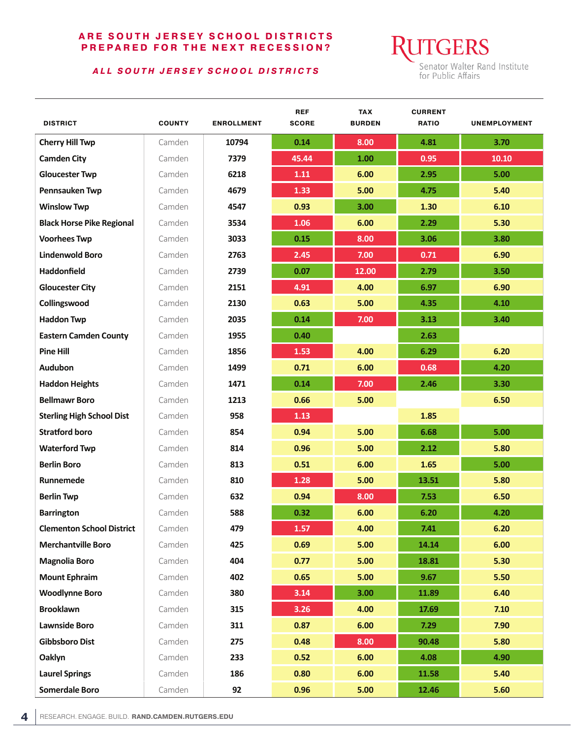## ARE SOUTH JERSEY SCHOOL DISTRICTS PREPARED FOR THE NEXT RECESSION?

### *ALL SOUTH JERSEY SCHOOL DISTRICTS*

RUTGERS
Senator Walter Rand Institute for Public Affairs

| DISTRICT | COUNTY | ENROLLMENT | REF SCORE | TAX BURDEN | CURRENT RATIO | UNEMPLOYMENT |
|---|---|---|---|---|---|---|
| Cherry Hill Twp | Camden | 10794 | 0.14 | 8.00 | 4.81 | 3.70 |
| Camden City | Camden | 7379 | 45.44 | 1.00 | 0.95 | 10.10 |
| Gloucester Twp | Camden | 6218 | 1.11 | 6.00 | 2.95 | 5.00 |
| Pennsauken Twp | Camden | 4679 | 1.33 | 5.00 | 4.75 | 5.40 |
| Winslow Twp | Camden | 4547 | 0.93 | 3.00 | 1.30 | 6.10 |
| Black Horse Pike Regional | Camden | 3534 | 1.06 | 6.00 | 2.29 | 5.30 |
| Voorhees Twp | Camden | 3033 | 0.15 | 8.00 | 3.06 | 3.80 |
| Lindenwold Boro | Camden | 2763 | 2.45 | 7.00 | 0.71 | 6.90 |
| Haddonfield | Camden | 2739 | 0.07 | 12.00 | 2.79 | 3.50 |
| Gloucester City | Camden | 2151 | 4.91 | 4.00 | 6.97 | 6.90 |
| Collingswood | Camden | 2130 | 0.63 | 5.00 | 4.35 | 4.10 |
| Haddon Twp | Camden | 2035 | 0.14 | 7.00 | 3.13 | 3.40 |
| Eastern Camden County | Camden | 1955 | 0.40 | | 2.63 | |
| Pine Hill | Camden | 1856 | 1.53 | 4.00 | 6.29 | 6.20 |
| Audubon | Camden | 1499 | 0.71 | 6.00 | 0.68 | 4.20 |
| Haddon Heights | Camden | 1471 | 0.14 | 7.00 | 2.46 | 3.30 |
| Bellmawr Boro | Camden | 1213 | 0.66 | 5.00 | | 6.50 |
| Sterling High School Dist | Camden | 958 | 1.13 | | 1.85 | |
| Stratford boro | Camden | 854 | 0.94 | 5.00 | 6.68 | 5.00 |
| Waterford Twp | Camden | 814 | 0.96 | 5.00 | 2.12 | 5.80 |
| Berlin Boro | Camden | 813 | 0.51 | 6.00 | 1.65 | 5.00 |
| Runnemede | Camden | 810 | 1.28 | 5.00 | 13.51 | 5.80 |
| Berlin Twp | Camden | 632 | 0.94 | 8.00 | 7.53 | 6.50 |
| Barrington | Camden | 588 | 0.32 | 6.00 | 6.20 | 4.20 |
| Clementon School District | Camden | 479 | 1.57 | 4.00 | 7.41 | 6.20 |
| Merchantville Boro | Camden | 425 | 0.69 | 5.00 | 14.14 | 6.00 |
| Magnolia Boro | Camden | 404 | 0.77 | 5.00 | 18.81 | 5.30 |
| Mount Ephraim | Camden | 402 | 0.65 | 5.00 | 9.67 | 5.50 |
| Woodlynne Boro | Camden | 380 | 3.14 | 3.00 | 11.89 | 6.40 |
| Brooklawn | Camden | 315 | 3.26 | 4.00 | 17.69 | 7.10 |
| Lawnside Boro | Camden | 311 | 0.87 | 6.00 | 7.29 | 7.90 |
| Gibbsboro Dist | Camden | 275 | 0.48 | 8.00 | 90.48 | 5.80 |
| Oaklyn | Camden | 233 | 0.52 | 6.00 | 4.08 | 4.90 |
| Laurel Springs | Camden | 186 | 0.80 | 6.00 | 11.58 | 5.40 |
| Somerdale Boro | Camden | 92 | 0.96 | 5.00 | 12.46 | 5.60 |

RESEARCH. ENGAGE. BUILD. **RAND.CAMDEN.RUTGERS.EDU**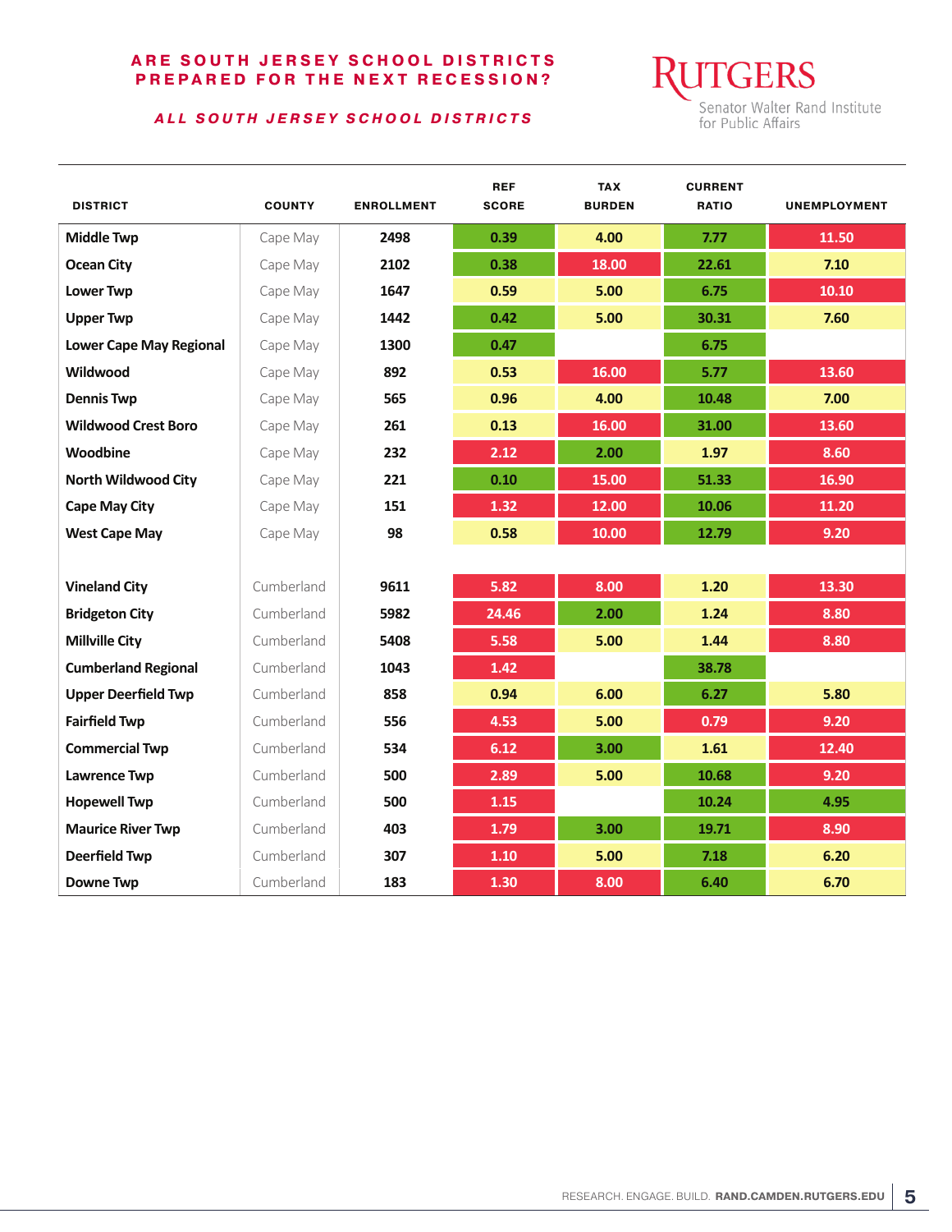**ARE SOUTH JERSEY SCHOOL DISTRICTS PREPARED FOR THE NEXT RECESSION?**

***ALL SOUTH JERSEY SCHOOL DISTRICTS***

RUTGERS
Senator Walter Rand Institute for Public Affairs

| DISTRICT | COUNTY | ENROLLMENT | REF SCORE | TAX BURDEN | CURRENT RATIO | UNEMPLOYMENT |
|---|---|---|---|---|---|---|
| Middle Twp | Cape May | 2498 | 0.39 | 4.00 | 7.77 | 11.50 |
| Ocean City | Cape May | 2102 | 0.38 | 18.00 | 22.61 | 7.10 |
| Lower Twp | Cape May | 1647 | 0.59 | 5.00 | 6.75 | 10.10 |
| Upper Twp | Cape May | 1442 | 0.42 | 5.00 | 30.31 | 7.60 |
| Lower Cape May Regional | Cape May | 1300 | 0.47 | | 6.75 | |
| Wildwood | Cape May | 892 | 0.53 | 16.00 | 5.77 | 13.60 |
| Dennis Twp | Cape May | 565 | 0.96 | 4.00 | 10.48 | 7.00 |
| Wildwood Crest Boro | Cape May | 261 | 0.13 | 16.00 | 31.00 | 13.60 |
| Woodbine | Cape May | 232 | 2.12 | 2.00 | 1.97 | 8.60 |
| North Wildwood City | Cape May | 221 | 0.10 | 15.00 | 51.33 | 16.90 |
| Cape May City | Cape May | 151 | 1.32 | 12.00 | 10.06 | 11.20 |
| West Cape May | Cape May | 98 | 0.58 | 10.00 | 12.79 | 9.20 |
| | | | | | | |
| Vineland City | Cumberland | 9611 | 5.82 | 8.00 | 1.20 | 13.30 |
| Bridgeton City | Cumberland | 5982 | 24.46 | 2.00 | 1.24 | 8.80 |
| Millville City | Cumberland | 5408 | 5.58 | 5.00 | 1.44 | 8.80 |
| Cumberland Regional | Cumberland | 1043 | 1.42 | | 38.78 | |
| Upper Deerfield Twp | Cumberland | 858 | 0.94 | 6.00 | 6.27 | 5.80 |
| Fairfield Twp | Cumberland | 556 | 4.53 | 5.00 | 0.79 | 9.20 |
| Commercial Twp | Cumberland | 534 | 6.12 | 3.00 | 1.61 | 12.40 |
| Lawrence Twp | Cumberland | 500 | 2.89 | 5.00 | 10.68 | 9.20 |
| Hopewell Twp | Cumberland | 500 | 1.15 | | 10.24 | 4.95 |
| Maurice River Twp | Cumberland | 403 | 1.79 | 3.00 | 19.71 | 8.90 |
| Deerfield Twp | Cumberland | 307 | 1.10 | 5.00 | 7.18 | 6.20 |
| Downe Twp | Cumberland | 183 | 1.30 | 8.00 | 6.40 | 6.70 |

RESEARCH. ENGAGE. BUILD. **RAND.CAMDEN.RUTGERS.EDU**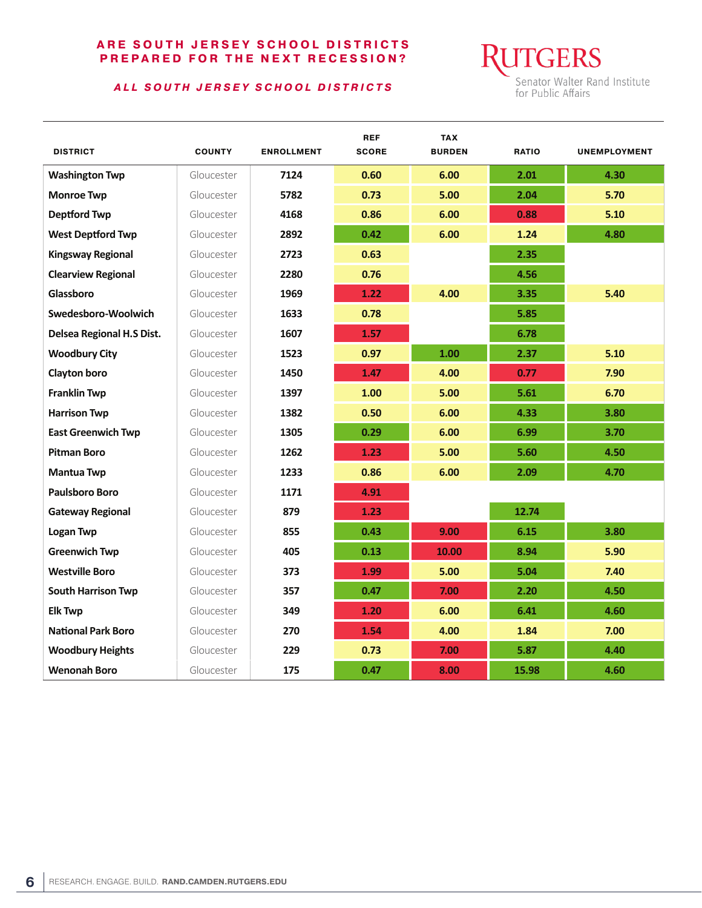**ARE SOUTH JERSEY SCHOOL DISTRICTS PREPARED FOR THE NEXT RECESSION?**

***ALL SOUTH JERSEY SCHOOL DISTRICTS***

RUTGERS
Senator Walter Rand Institute for Public Affairs

| DISTRICT | COUNTY | ENROLLMENT | REF SCORE | TAX BURDEN | RATIO | UNEMPLOYMENT |
|---|---|---|---|---|---|---|
| Washington Twp | Gloucester | 7124 | 0.60 | 6.00 | 2.01 | 4.30 |
| Monroe Twp | Gloucester | 5782 | 0.73 | 5.00 | 2.04 | 5.70 |
| Deptford Twp | Gloucester | 4168 | 0.86 | 6.00 | 0.88 | 5.10 |
| West Deptford Twp | Gloucester | 2892 | 0.42 | 6.00 | 1.24 | 4.80 |
| Kingsway Regional | Gloucester | 2723 | 0.63 | | 2.35 | |
| Clearview Regional | Gloucester | 2280 | 0.76 | | 4.56 | |
| Glassboro | Gloucester | 1969 | 1.22 | 4.00 | 3.35 | 5.40 |
| Swedesboro-Woolwich | Gloucester | 1633 | 0.78 | | 5.85 | |
| Delsea Regional H.S Dist. | Gloucester | 1607 | 1.57 | | 6.78 | |
| Woodbury City | Gloucester | 1523 | 0.97 | 1.00 | 2.37 | 5.10 |
| Clayton boro | Gloucester | 1450 | 1.47 | 4.00 | 0.77 | 7.90 |
| Franklin Twp | Gloucester | 1397 | 1.00 | 5.00 | 5.61 | 6.70 |
| Harrison Twp | Gloucester | 1382 | 0.50 | 6.00 | 4.33 | 3.80 |
| East Greenwich Twp | Gloucester | 1305 | 0.29 | 6.00 | 6.99 | 3.70 |
| Pitman Boro | Gloucester | 1262 | 1.23 | 5.00 | 5.60 | 4.50 |
| Mantua Twp | Gloucester | 1233 | 0.86 | 6.00 | 2.09 | 4.70 |
| Paulsboro Boro | Gloucester | 1171 | 4.91 | | | |
| Gateway Regional | Gloucester | 879 | 1.23 | | 12.74 | |
| Logan Twp | Gloucester | 855 | 0.43 | 9.00 | 6.15 | 3.80 |
| Greenwich Twp | Gloucester | 405 | 0.13 | 10.00 | 8.94 | 5.90 |
| Westville Boro | Gloucester | 373 | 1.99 | 5.00 | 5.04 | 7.40 |
| South Harrison Twp | Gloucester | 357 | 0.47 | 7.00 | 2.20 | 4.50 |
| Elk Twp | Gloucester | 349 | 1.20 | 6.00 | 6.41 | 4.60 |
| National Park Boro | Gloucester | 270 | 1.54 | 4.00 | 1.84 | 7.00 |
| Woodbury Heights | Gloucester | 229 | 0.73 | 7.00 | 5.87 | 4.40 |
| Wenonah Boro | Gloucester | 175 | 0.47 | 8.00 | 15.98 | 4.60 |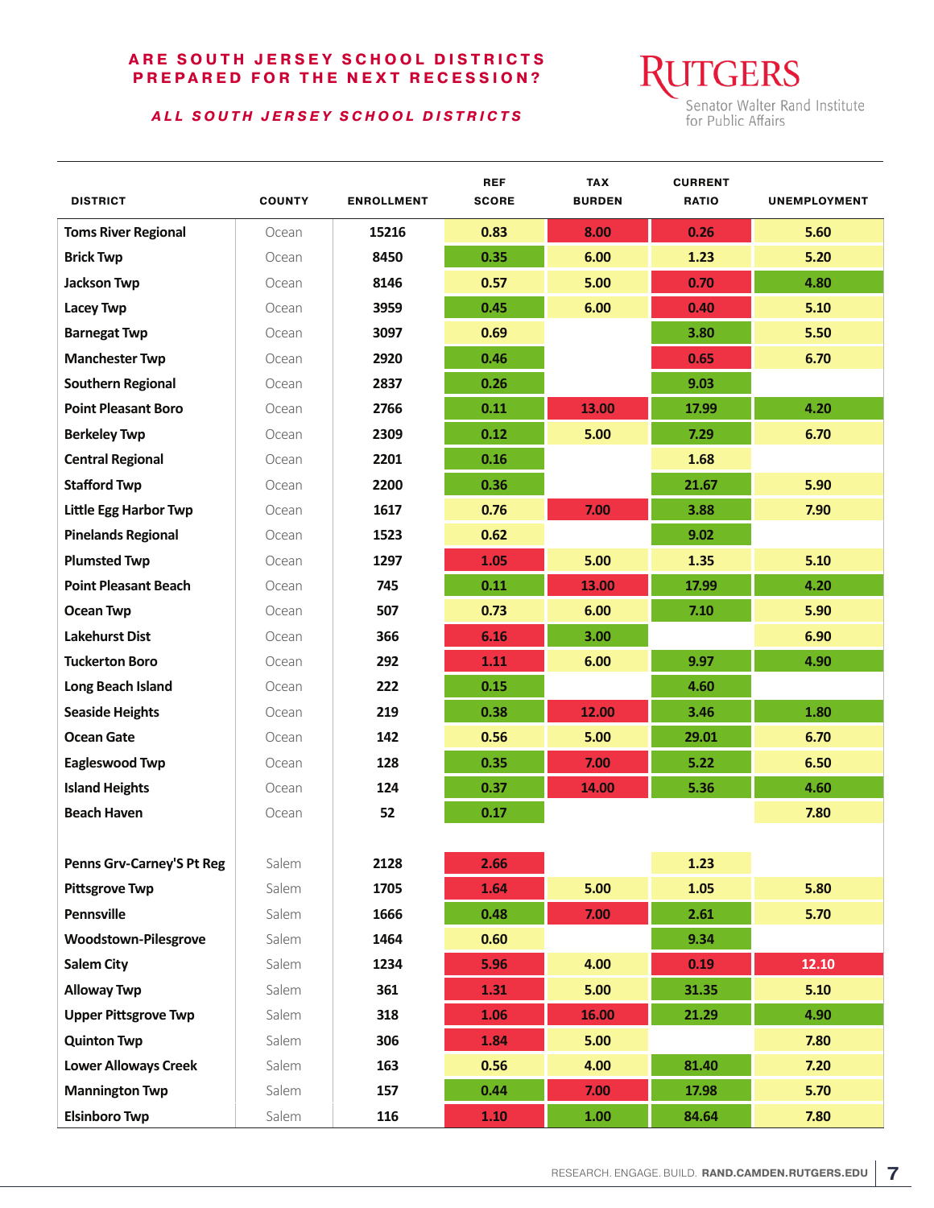## ARE SOUTH JERSEY SCHOOL DISTRICTS PREPARED FOR THE NEXT RECESSION?

### *ALL SOUTH JERSEY SCHOOL DISTRICTS*

RUTGERS
Senator Walter Rand Institute for Public Affairs

| DISTRICT | COUNTY | ENROLLMENT | REF SCORE | TAX BURDEN | CURRENT RATIO | UNEMPLOYMENT |
|---|---|---|---|---|---|---|
| Toms River Regional | Ocean | 15216 | 0.83 | 8.00 | 0.26 | 5.60 |
| Brick Twp | Ocean | 8450 | 0.35 | 6.00 | 1.23 | 5.20 |
| Jackson Twp | Ocean | 8146 | 0.57 | 5.00 | 0.70 | 4.80 |
| Lacey Twp | Ocean | 3959 | 0.45 | 6.00 | 0.40 | 5.10 |
| Barnegat Twp | Ocean | 3097 | 0.69 | | 3.80 | 5.50 |
| Manchester Twp | Ocean | 2920 | 0.46 | | 0.65 | 6.70 |
| Southern Regional | Ocean | 2837 | 0.26 | | 9.03 | |
| Point Pleasant Boro | Ocean | 2766 | 0.11 | 13.00 | 17.99 | 4.20 |
| Berkeley Twp | Ocean | 2309 | 0.12 | 5.00 | 7.29 | 6.70 |
| Central Regional | Ocean | 2201 | 0.16 | | 1.68 | |
| Stafford Twp | Ocean | 2200 | 0.36 | | 21.67 | 5.90 |
| Little Egg Harbor Twp | Ocean | 1617 | 0.76 | 7.00 | 3.88 | 7.90 |
| Pinelands Regional | Ocean | 1523 | 0.62 | | 9.02 | |
| Plumsted Twp | Ocean | 1297 | 1.05 | 5.00 | 1.35 | 5.10 |
| Point Pleasant Beach | Ocean | 745 | 0.11 | 13.00 | 17.99 | 4.20 |
| Ocean Twp | Ocean | 507 | 0.73 | 6.00 | 7.10 | 5.90 |
| Lakehurst Dist | Ocean | 366 | 6.16 | 3.00 | | 6.90 |
| Tuckerton Boro | Ocean | 292 | 1.11 | 6.00 | 9.97 | 4.90 |
| Long Beach Island | Ocean | 222 | 0.15 | | 4.60 | |
| Seaside Heights | Ocean | 219 | 0.38 | 12.00 | 3.46 | 1.80 |
| Ocean Gate | Ocean | 142 | 0.56 | 5.00 | 29.01 | 6.70 |
| Eagleswood Twp | Ocean | 128 | 0.35 | 7.00 | 5.22 | 6.50 |
| Island Heights | Ocean | 124 | 0.37 | 14.00 | 5.36 | 4.60 |
| Beach Haven | Ocean | 52 | 0.17 | | | 7.80 |
| Penns Grv-Carney'S Pt Reg | Salem | 2128 | 2.66 | | 1.23 | |
| Pittsgrove Twp | Salem | 1705 | 1.64 | 5.00 | 1.05 | 5.80 |
| Pennsville | Salem | 1666 | 0.48 | 7.00 | 2.61 | 5.70 |
| Woodstown-Pilesgrove | Salem | 1464 | 0.60 | | 9.34 | |
| Salem City | Salem | 1234 | 5.96 | 4.00 | 0.19 | 12.10 |
| Alloway Twp | Salem | 361 | 1.31 | 5.00 | 31.35 | 5.10 |
| Upper Pittsgrove Twp | Salem | 318 | 1.06 | 16.00 | 21.29 | 4.90 |
| Quinton Twp | Salem | 306 | 1.84 | 5.00 | | 7.80 |
| Lower Alloways Creek | Salem | 163 | 0.56 | 4.00 | 81.40 | 7.20 |
| Mannington Twp | Salem | 157 | 0.44 | 7.00 | 17.98 | 5.70 |
| Elsinboro Twp | Salem | 116 | 1.10 | 1.00 | 84.64 | 7.80 |